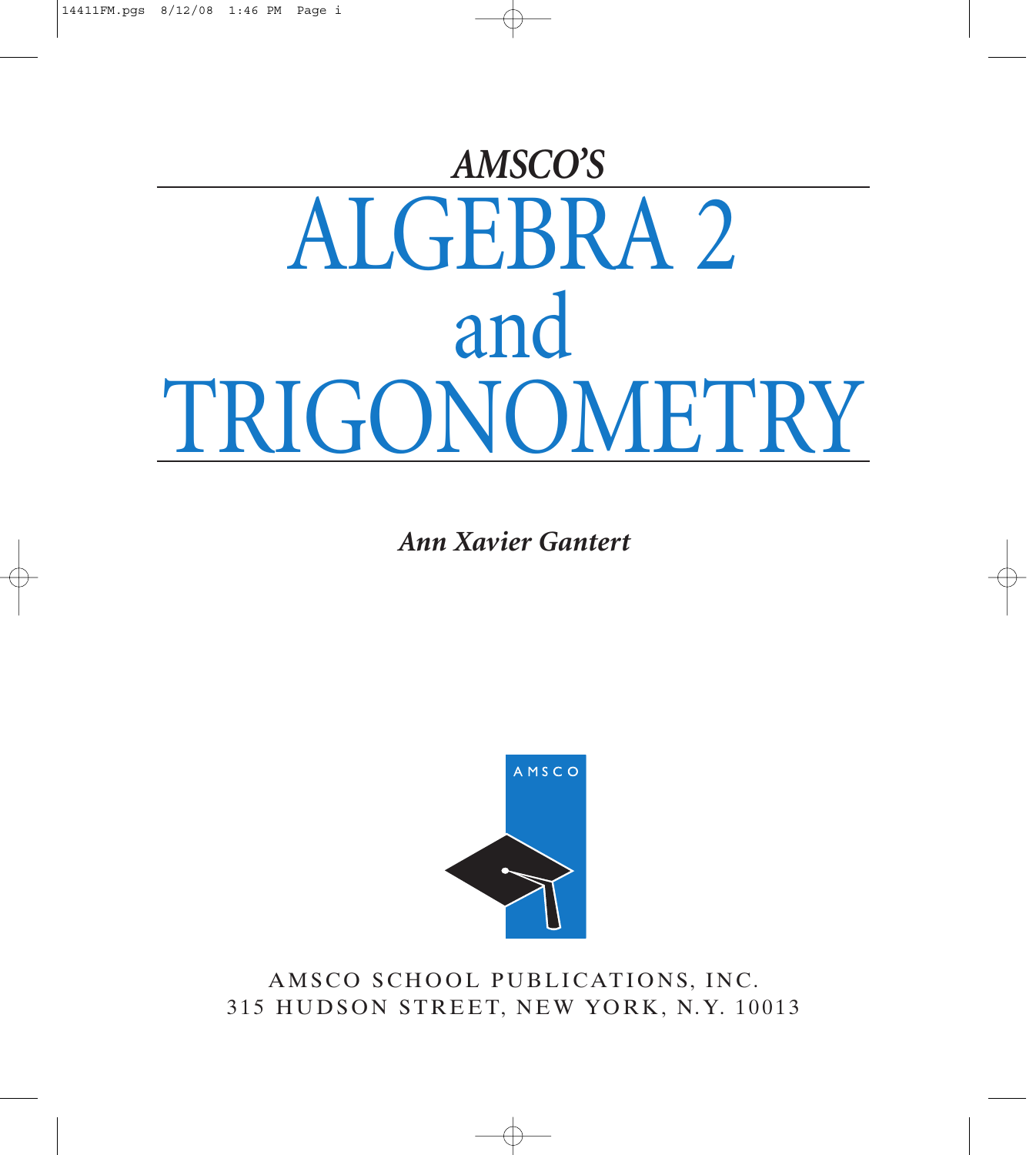*AMSCO'S*

# ALGEBRA 2 and TRIGONOMETRY

***Ann Xavier Gantert***

AMSCO

AMSCO SCHOOL PUBLICATIONS, INC.
315 HUDSON STREET, NEW YORK, N.Y. 10013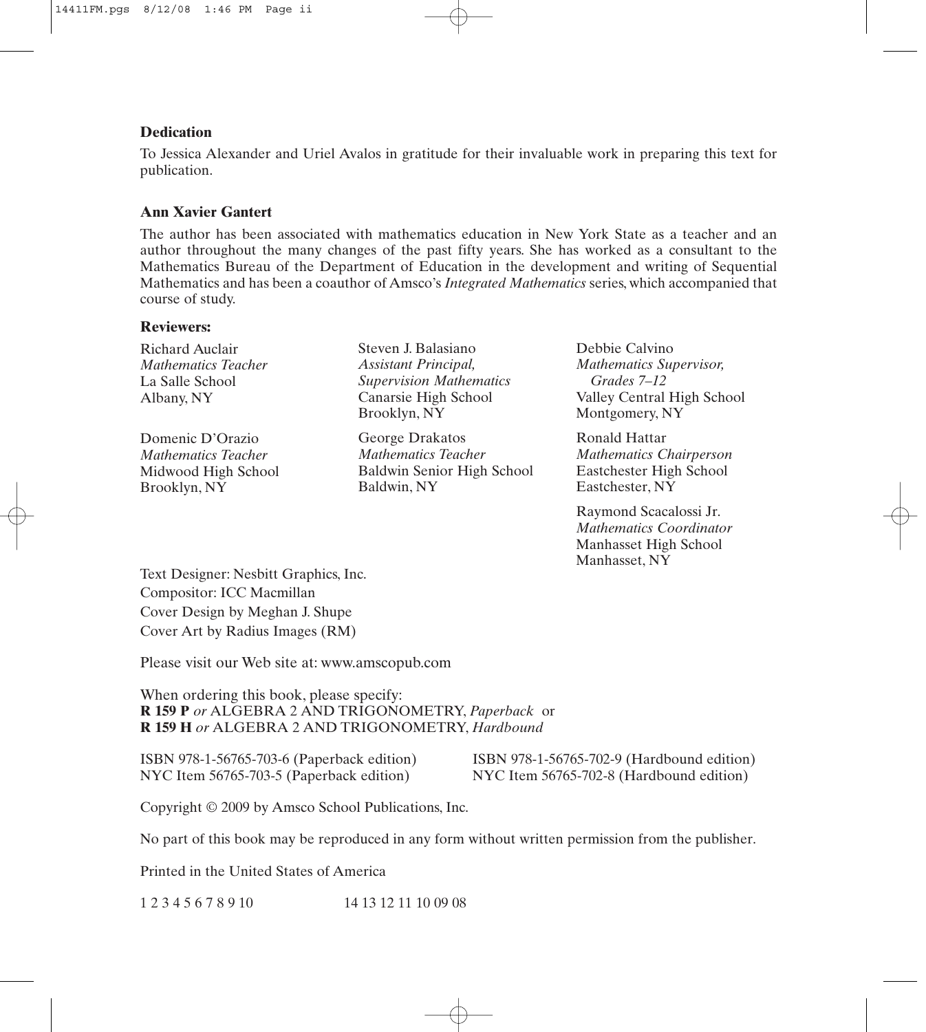**Dedication**

To Jessica Alexander and Uriel Avalos in gratitude for their invaluable work in preparing this text for publication.

**Ann Xavier Gantert**

The author has been associated with mathematics education in New York State as a teacher and an author throughout the many changes of the past fifty years. She has worked as a consultant to the Mathematics Bureau of the Department of Education in the development and writing of Sequential Mathematics and has been a coauthor of Amsco's *Integrated Mathematics* series, which accompanied that course of study.

**Reviewers:**

Richard Auclair
*Mathematics Teacher*
La Salle School
Albany, NY

Steven J. Balasiano
*Assistant Principal, Supervision Mathematics*
Canarsie High School
Brooklyn, NY

Debbie Calvino
*Mathematics Supervisor, Grades 7–12*
Valley Central High School
Montgomery, NY

Domenic D'Orazio
*Mathematics Teacher*
Midwood High School
Brooklyn, NY

George Drakatos
*Mathematics Teacher*
Baldwin Senior High School
Baldwin, NY

Ronald Hattar
*Mathematics Chairperson*
Eastchester High School
Eastchester, NY

Raymond Scacalossi Jr.
*Mathematics Coordinator*
Manhasset High School
Manhasset, NY

Text Designer: Nesbitt Graphics, Inc.
Compositor: ICC Macmillan
Cover Design by Meghan J. Shupe
Cover Art by Radius Images (RM)

Please visit our Web site at: www.amscopub.com

When ordering this book, please specify:
**R 159 P** *or* ALGEBRA 2 AND TRIGONOMETRY, *Paperback* or
**R 159 H** *or* ALGEBRA 2 AND TRIGONOMETRY, *Hardbound*

ISBN 978-1-56765-703-6 (Paperback edition)
NYC Item 56765-703-5 (Paperback edition)

ISBN 978-1-56765-702-9 (Hardbound edition)
NYC Item 56765-702-8 (Hardbound edition)

Copyright © 2009 by Amsco School Publications, Inc.

No part of this book may be reproduced in any form without written permission from the publisher.

Printed in the United States of America

1 2 3 4 5 6 7 8 9 10 14 13 12 11 10 09 08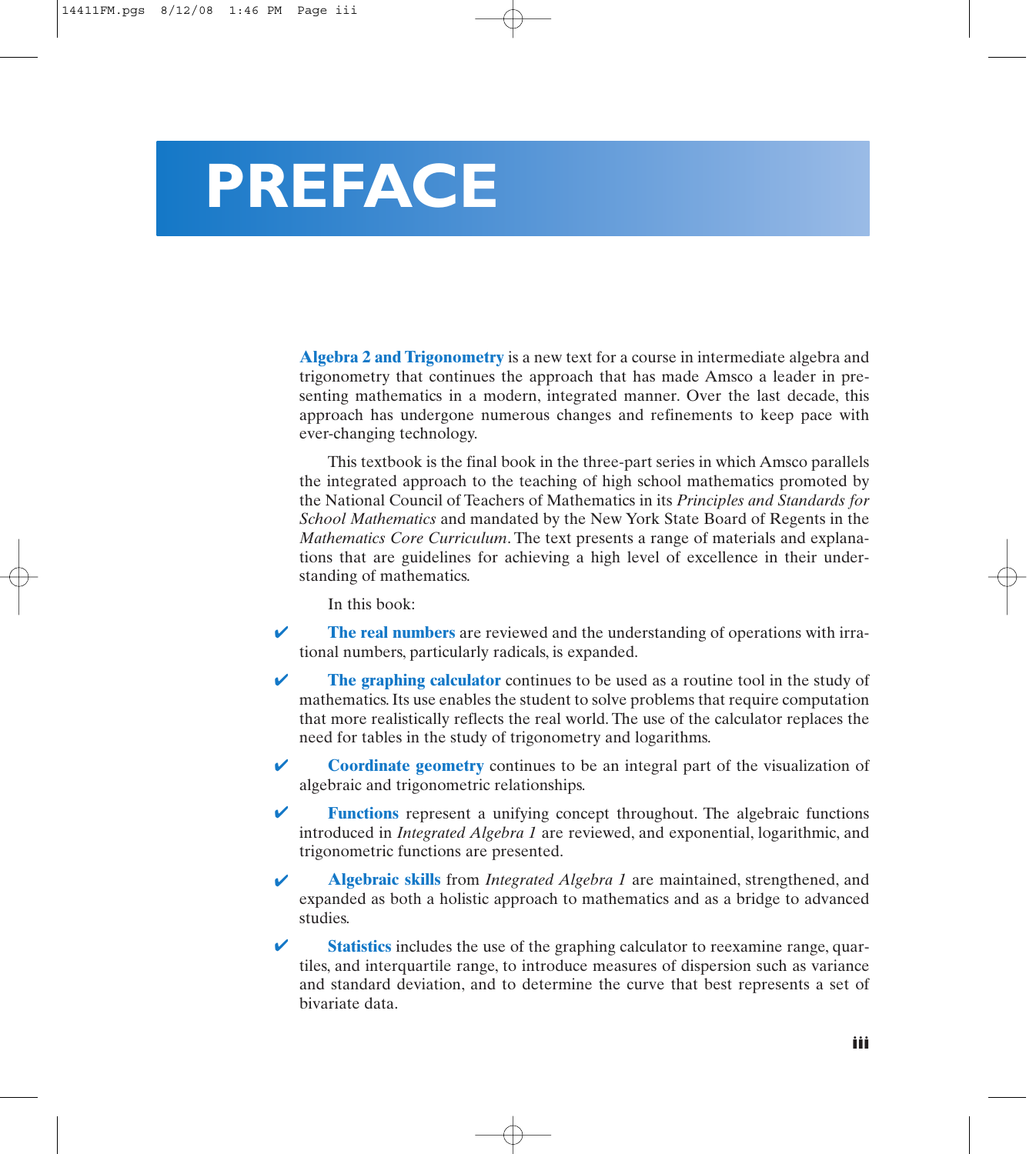# PREFACE

**Algebra 2 and Trigonometry** is a new text for a course in intermediate algebra and trigonometry that continues the approach that has made Amsco a leader in presenting mathematics in a modern, integrated manner. Over the last decade, this approach has undergone numerous changes and refinements to keep pace with ever-changing technology.

This textbook is the final book in the three-part series in which Amsco parallels the integrated approach to the teaching of high school mathematics promoted by the National Council of Teachers of Mathematics in its *Principles and Standards for School Mathematics* and mandated by the New York State Board of Regents in the *Mathematics Core Curriculum*. The text presents a range of materials and explanations that are guidelines for achieving a high level of excellence in their understanding of mathematics.

In this book:

- ✔ **The real numbers** are reviewed and the understanding of operations with irrational numbers, particularly radicals, is expanded.
- ✔ **The graphing calculator** continues to be used as a routine tool in the study of mathematics. Its use enables the student to solve problems that require computation that more realistically reflects the real world. The use of the calculator replaces the need for tables in the study of trigonometry and logarithms.
- ✔ **Coordinate geometry** continues to be an integral part of the visualization of algebraic and trigonometric relationships.
- ✔ **Functions** represent a unifying concept throughout. The algebraic functions introduced in *Integrated Algebra 1* are reviewed, and exponential, logarithmic, and trigonometric functions are presented.
- ✔ **Algebraic skills** from *Integrated Algebra 1* are maintained, strengthened, and expanded as both a holistic approach to mathematics and as a bridge to advanced studies.
- ✔ **Statistics** includes the use of the graphing calculator to reexamine range, quartiles, and interquartile range, to introduce measures of dispersion such as variance and standard deviation, and to determine the curve that best represents a set of bivariate data.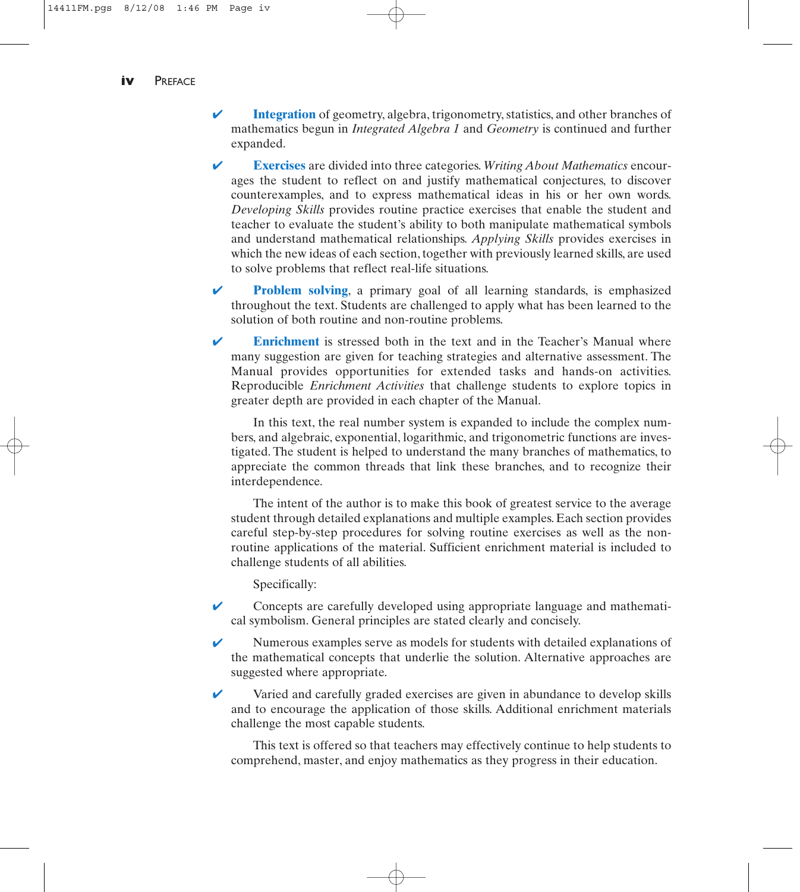- ✔ **Integration** of geometry, algebra, trigonometry, statistics, and other branches of mathematics begun in *Integrated Algebra 1* and *Geometry* is continued and further expanded.

- ✔ **Exercises** are divided into three categories. *Writing About Mathematics* encourages the student to reflect on and justify mathematical conjectures, to discover counterexamples, and to express mathematical ideas in his or her own words. *Developing Skills* provides routine practice exercises that enable the student and teacher to evaluate the student's ability to both manipulate mathematical symbols and understand mathematical relationships. *Applying Skills* provides exercises in which the new ideas of each section, together with previously learned skills, are used to solve problems that reflect real-life situations.

- ✔ **Problem solving**, a primary goal of all learning standards, is emphasized throughout the text. Students are challenged to apply what has been learned to the solution of both routine and non-routine problems.

- ✔ **Enrichment** is stressed both in the text and in the Teacher's Manual where many suggestion are given for teaching strategies and alternative assessment. The Manual provides opportunities for extended tasks and hands-on activities. Reproducible *Enrichment Activities* that challenge students to explore topics in greater depth are provided in each chapter of the Manual.

In this text, the real number system is expanded to include the complex numbers, and algebraic, exponential, logarithmic, and trigonometric functions are investigated. The student is helped to understand the many branches of mathematics, to appreciate the common threads that link these branches, and to recognize their interdependence.

The intent of the author is to make this book of greatest service to the average student through detailed explanations and multiple examples. Each section provides careful step-by-step procedures for solving routine exercises as well as the non-routine applications of the material. Sufficient enrichment material is included to challenge students of all abilities.

Specifically:

- ✔ Concepts are carefully developed using appropriate language and mathematical symbolism. General principles are stated clearly and concisely.

- ✔ Numerous examples serve as models for students with detailed explanations of the mathematical concepts that underlie the solution. Alternative approaches are suggested where appropriate.

- ✔ Varied and carefully graded exercises are given in abundance to develop skills and to encourage the application of those skills. Additional enrichment materials challenge the most capable students.

This text is offered so that teachers may effectively continue to help students to comprehend, master, and enjoy mathematics as they progress in their education.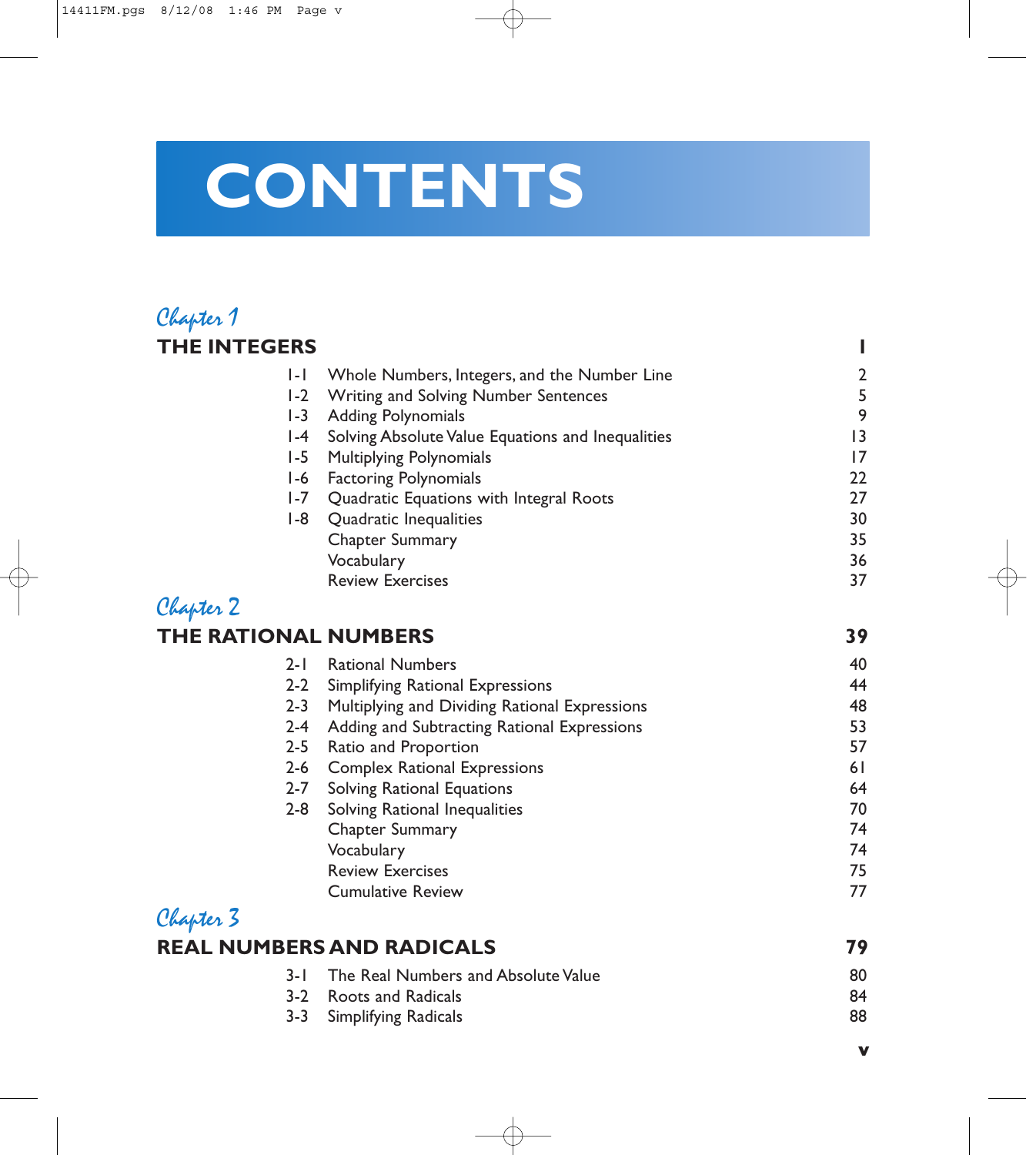# CONTENTS

## Chapter 1

## THE INTEGERS 1

| | | |
|---|---|---|
| 1-1 | Whole Numbers, Integers, and the Number Line | 2 |
| 1-2 | Writing and Solving Number Sentences | 5 |
| 1-3 | Adding Polynomials | 9 |
| 1-4 | Solving Absolute Value Equations and Inequalities | 13 |
| 1-5 | Multiplying Polynomials | 17 |
| 1-6 | Factoring Polynomials | 22 |
| 1-7 | Quadratic Equations with Integral Roots | 27 |
| 1-8 | Quadratic Inequalities | 30 |
| | Chapter Summary | 35 |
| | Vocabulary | 36 |
| | Review Exercises | 37 |

## Chapter 2

## THE RATIONAL NUMBERS 39

| | | |
|---|---|---|
| 2-1 | Rational Numbers | 40 |
| 2-2 | Simplifying Rational Expressions | 44 |
| 2-3 | Multiplying and Dividing Rational Expressions | 48 |
| 2-4 | Adding and Subtracting Rational Expressions | 53 |
| 2-5 | Ratio and Proportion | 57 |
| 2-6 | Complex Rational Expressions | 61 |
| 2-7 | Solving Rational Equations | 64 |
| 2-8 | Solving Rational Inequalities | 70 |
| | Chapter Summary | 74 |
| | Vocabulary | 74 |
| | Review Exercises | 75 |
| | Cumulative Review | 77 |

## Chapter 3

## REAL NUMBERS AND RADICALS 79

| | | |
|---|---|---|
| 3-1 | The Real Numbers and Absolute Value | 80 |
| 3-2 | Roots and Radicals | 84 |
| 3-3 | Simplifying Radicals | 88 |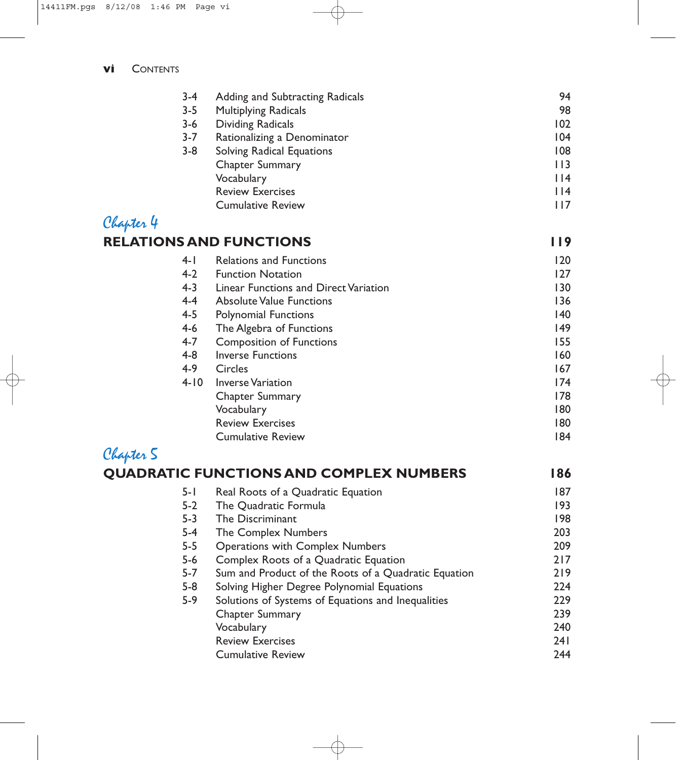| | | |
|---|---|---|
| 3-4 | Adding and Subtracting Radicals | 94 |
| 3-5 | Multiplying Radicals | 98 |
| 3-6 | Dividing Radicals | 102 |
| 3-7 | Rationalizing a Denominator | 104 |
| 3-8 | Solving Radical Equations | 108 |
| | Chapter Summary | 113 |
| | Vocabulary | 114 |
| | Review Exercises | 114 |
| | Cumulative Review | 117 |

## *Chapter 4*
## RELATIONS AND FUNCTIONS — 119

| | | |
|---|---|---|
| 4-1 | Relations and Functions | 120 |
| 4-2 | Function Notation | 127 |
| 4-3 | Linear Functions and Direct Variation | 130 |
| 4-4 | Absolute Value Functions | 136 |
| 4-5 | Polynomial Functions | 140 |
| 4-6 | The Algebra of Functions | 149 |
| 4-7 | Composition of Functions | 155 |
| 4-8 | Inverse Functions | 160 |
| 4-9 | Circles | 167 |
| 4-10 | Inverse Variation | 174 |
| | Chapter Summary | 178 |
| | Vocabulary | 180 |
| | Review Exercises | 180 |
| | Cumulative Review | 184 |

## *Chapter 5*
## QUADRATIC FUNCTIONS AND COMPLEX NUMBERS — 186

| | | |
|---|---|---|
| 5-1 | Real Roots of a Quadratic Equation | 187 |
| 5-2 | The Quadratic Formula | 193 |
| 5-3 | The Discriminant | 198 |
| 5-4 | The Complex Numbers | 203 |
| 5-5 | Operations with Complex Numbers | 209 |
| 5-6 | Complex Roots of a Quadratic Equation | 217 |
| 5-7 | Sum and Product of the Roots of a Quadratic Equation | 219 |
| 5-8 | Solving Higher Degree Polynomial Equations | 224 |
| 5-9 | Solutions of Systems of Equations and Inequalities | 229 |
| | Chapter Summary | 239 |
| | Vocabulary | 240 |
| | Review Exercises | 241 |
| | Cumulative Review | 244 |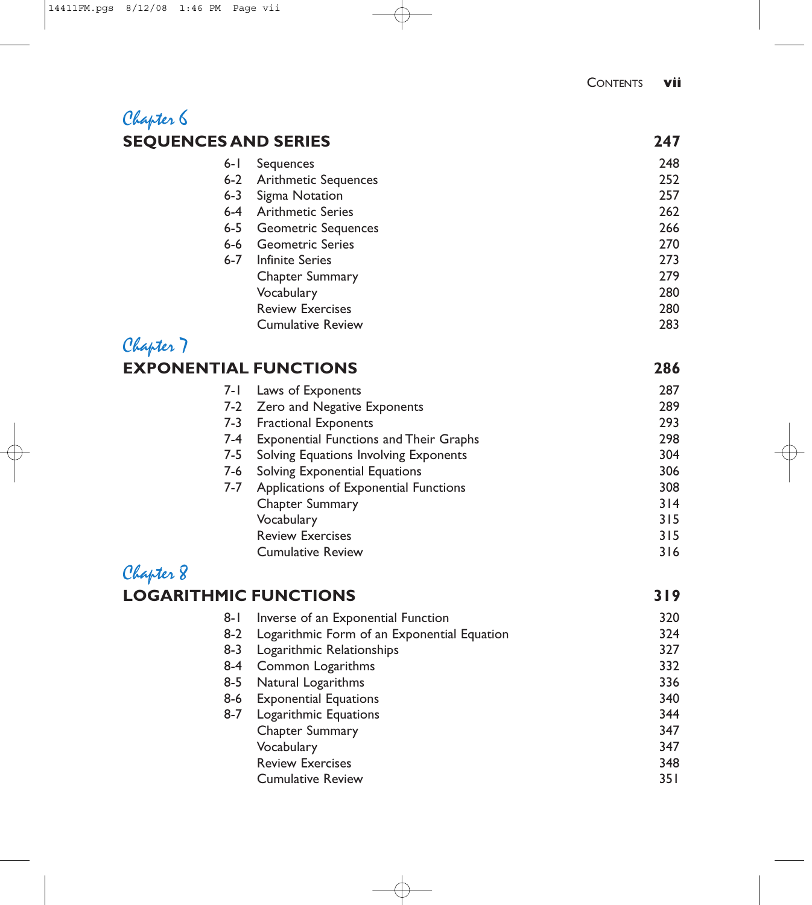## Chapter 6
## SEQUENCES AND SERIES — 247

| | | |
|---|---|---|
| 6-1 | Sequences | 248 |
| 6-2 | Arithmetic Sequences | 252 |
| 6-3 | Sigma Notation | 257 |
| 6-4 | Arithmetic Series | 262 |
| 6-5 | Geometric Sequences | 266 |
| 6-6 | Geometric Series | 270 |
| 6-7 | Infinite Series | 273 |
| | Chapter Summary | 279 |
| | Vocabulary | 280 |
| | Review Exercises | 280 |
| | Cumulative Review | 283 |

## Chapter 7
## EXPONENTIAL FUNCTIONS — 286

| | | |
|---|---|---|
| 7-1 | Laws of Exponents | 287 |
| 7-2 | Zero and Negative Exponents | 289 |
| 7-3 | Fractional Exponents | 293 |
| 7-4 | Exponential Functions and Their Graphs | 298 |
| 7-5 | Solving Equations Involving Exponents | 304 |
| 7-6 | Solving Exponential Equations | 306 |
| 7-7 | Applications of Exponential Functions | 308 |
| | Chapter Summary | 314 |
| | Vocabulary | 315 |
| | Review Exercises | 315 |
| | Cumulative Review | 316 |

## Chapter 8
## LOGARITHMIC FUNCTIONS — 319

| | | |
|---|---|---|
| 8-1 | Inverse of an Exponential Function | 320 |
| 8-2 | Logarithmic Form of an Exponential Equation | 324 |
| 8-3 | Logarithmic Relationships | 327 |
| 8-4 | Common Logarithms | 332 |
| 8-5 | Natural Logarithms | 336 |
| 8-6 | Exponential Equations | 340 |
| 8-7 | Logarithmic Equations | 344 |
| | Chapter Summary | 347 |
| | Vocabulary | 347 |
| | Review Exercises | 348 |
| | Cumulative Review | 351 |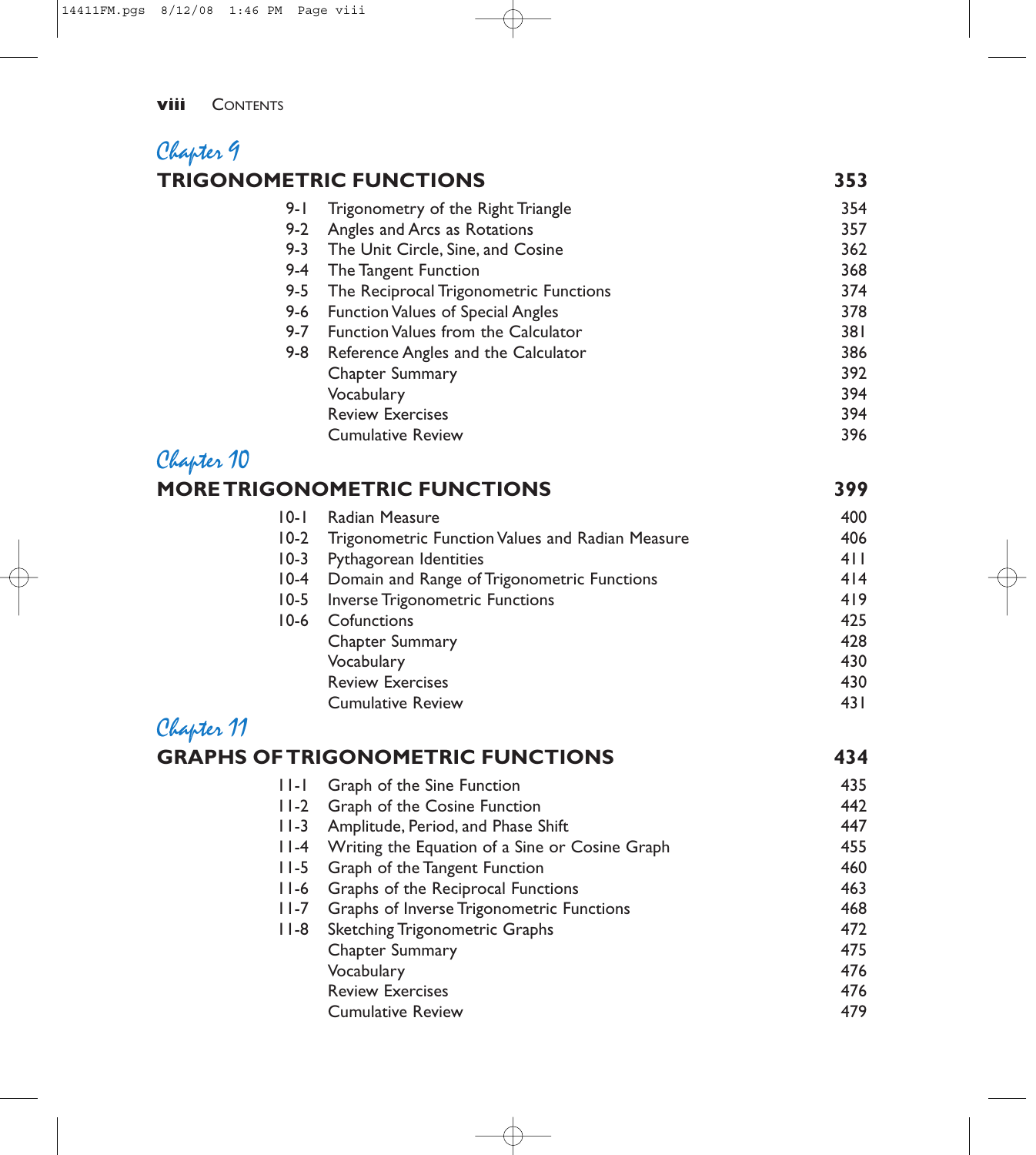## Chapter 9

### TRIGONOMETRIC FUNCTIONS 353

| | | |
|---|---|---|
| 9-1 | Trigonometry of the Right Triangle | 354 |
| 9-2 | Angles and Arcs as Rotations | 357 |
| 9-3 | The Unit Circle, Sine, and Cosine | 362 |
| 9-4 | The Tangent Function | 368 |
| 9-5 | The Reciprocal Trigonometric Functions | 374 |
| 9-6 | Function Values of Special Angles | 378 |
| 9-7 | Function Values from the Calculator | 381 |
| 9-8 | Reference Angles and the Calculator | 386 |
| | Chapter Summary | 392 |
| | Vocabulary | 394 |
| | Review Exercises | 394 |
| | Cumulative Review | 396 |

## Chapter 10

### MORE TRIGONOMETRIC FUNCTIONS 399

| | | |
|---|---|---|
| 10-1 | Radian Measure | 400 |
| 10-2 | Trigonometric Function Values and Radian Measure | 406 |
| 10-3 | Pythagorean Identities | 411 |
| 10-4 | Domain and Range of Trigonometric Functions | 414 |
| 10-5 | Inverse Trigonometric Functions | 419 |
| 10-6 | Cofunctions | 425 |
| | Chapter Summary | 428 |
| | Vocabulary | 430 |
| | Review Exercises | 430 |
| | Cumulative Review | 431 |

## Chapter 11

### GRAPHS OF TRIGONOMETRIC FUNCTIONS 434

| | | |
|---|---|---|
| 11-1 | Graph of the Sine Function | 435 |
| 11-2 | Graph of the Cosine Function | 442 |
| 11-3 | Amplitude, Period, and Phase Shift | 447 |
| 11-4 | Writing the Equation of a Sine or Cosine Graph | 455 |
| 11-5 | Graph of the Tangent Function | 460 |
| 11-6 | Graphs of the Reciprocal Functions | 463 |
| 11-7 | Graphs of Inverse Trigonometric Functions | 468 |
| 11-8 | Sketching Trigonometric Graphs | 472 |
| | Chapter Summary | 475 |
| | Vocabulary | 476 |
| | Review Exercises | 476 |
| | Cumulative Review | 479 |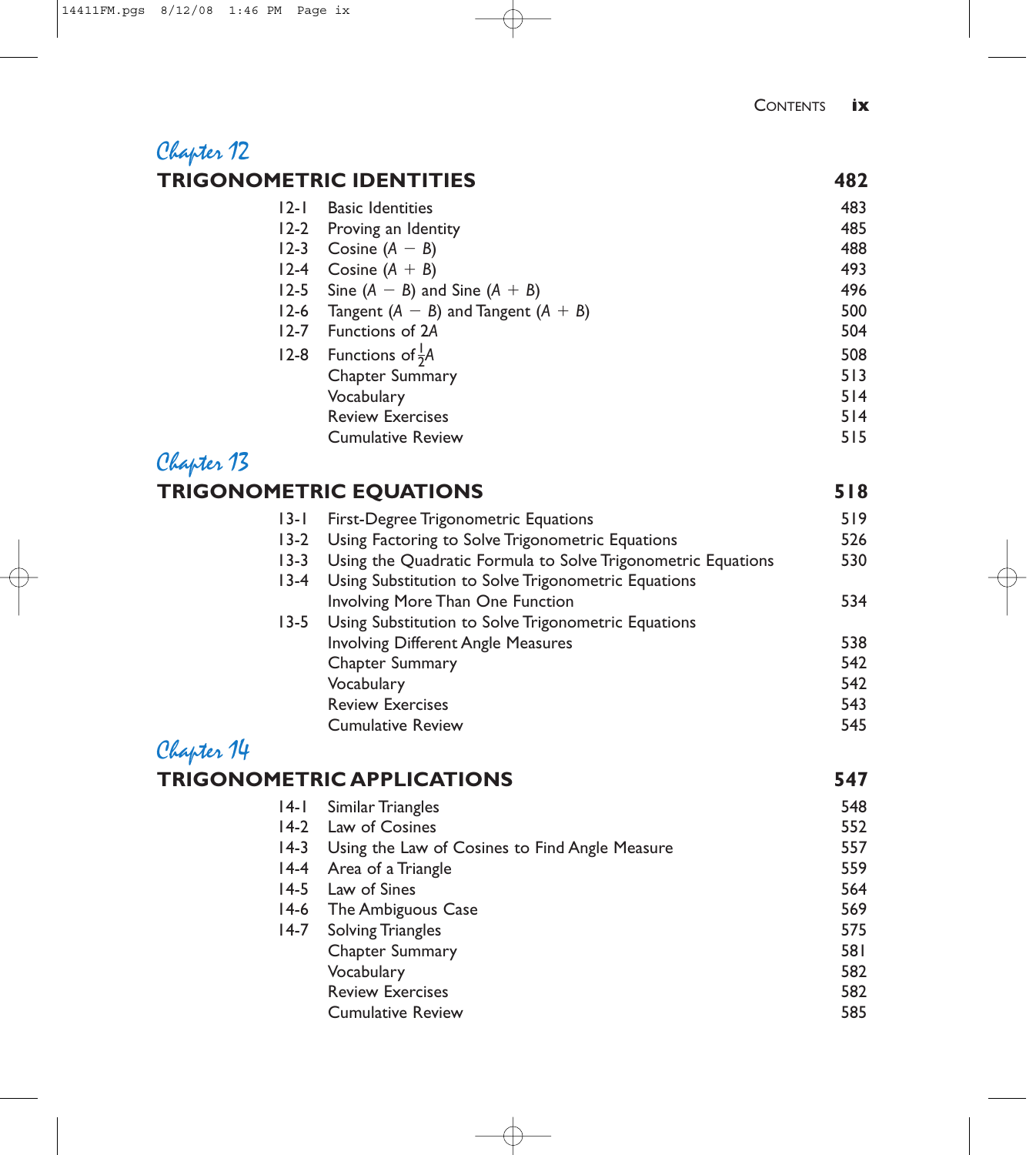## Chapter 12

## TRIGONOMETRIC IDENTITIES 482

| | | |
|---|---|---|
| 12-1 | Basic Identities | 483 |
| 12-2 | Proving an Identity | 485 |
| 12-3 | Cosine $(A - B)$ | 488 |
| 12-4 | Cosine $(A + B)$ | 493 |
| 12-5 | Sine $(A - B)$ and Sine $(A + B)$ | 496 |
| 12-6 | Tangent $(A - B)$ and Tangent $(A + B)$ | 500 |
| 12-7 | Functions of $2A$ | 504 |
| 12-8 | Functions of $\frac{1}{2}A$ | 508 |
| | Chapter Summary | 513 |
| | Vocabulary | 514 |
| | Review Exercises | 514 |
| | Cumulative Review | 515 |

## Chapter 13

## TRIGONOMETRIC EQUATIONS 518

| | | |
|---|---|---|
| 13-1 | First-Degree Trigonometric Equations | 519 |
| 13-2 | Using Factoring to Solve Trigonometric Equations | 526 |
| 13-3 | Using the Quadratic Formula to Solve Trigonometric Equations | 530 |
| 13-4 | Using Substitution to Solve Trigonometric Equations Involving More Than One Function | 534 |
| 13-5 | Using Substitution to Solve Trigonometric Equations Involving Different Angle Measures | 538 |
| | Chapter Summary | 542 |
| | Vocabulary | 542 |
| | Review Exercises | 543 |
| | Cumulative Review | 545 |

## Chapter 14

## TRIGONOMETRIC APPLICATIONS 547

| | | |
|---|---|---|
| 14-1 | Similar Triangles | 548 |
| 14-2 | Law of Cosines | 552 |
| 14-3 | Using the Law of Cosines to Find Angle Measure | 557 |
| 14-4 | Area of a Triangle | 559 |
| 14-5 | Law of Sines | 564 |
| 14-6 | The Ambiguous Case | 569 |
| 14-7 | Solving Triangles | 575 |
| | Chapter Summary | 581 |
| | Vocabulary | 582 |
| | Review Exercises | 582 |
| | Cumulative Review | 585 |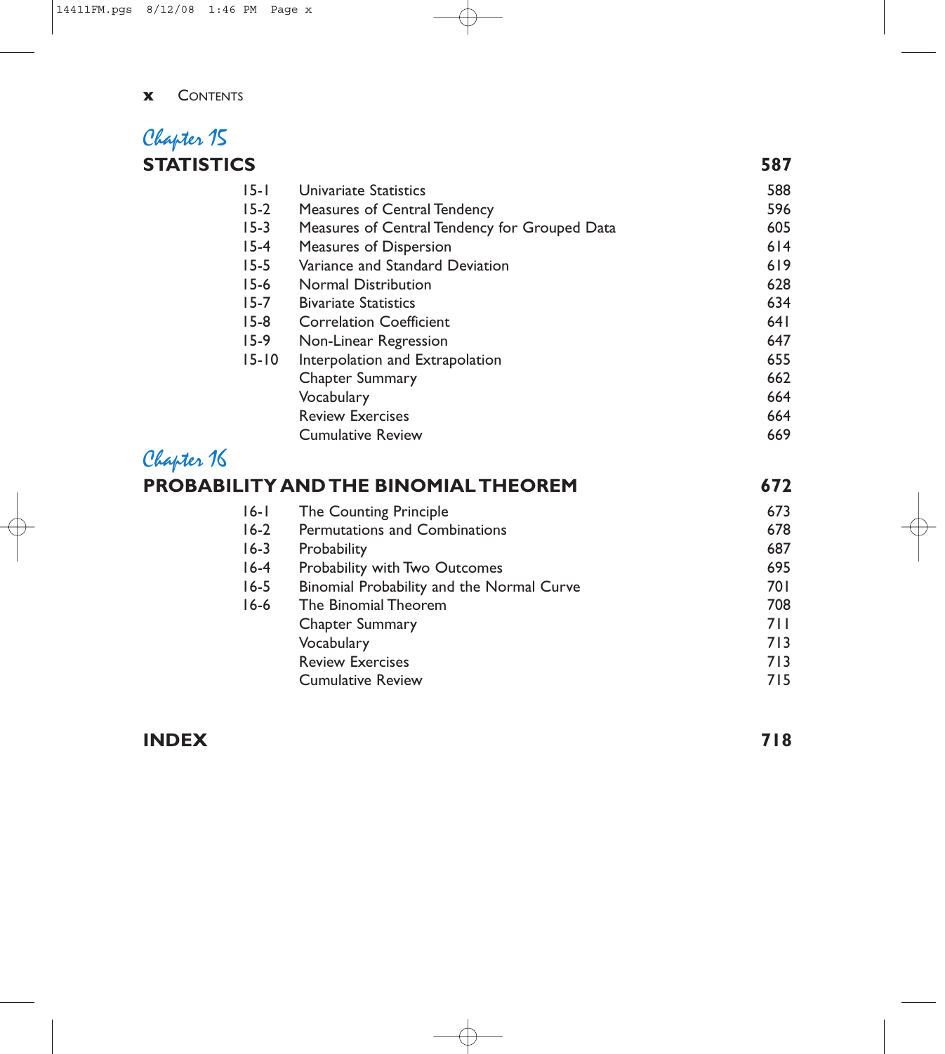## Chapter 15

## STATISTICS 587

| | | |
|---|---|---|
| 15-1 | Univariate Statistics | 588 |
| 15-2 | Measures of Central Tendency | 596 |
| 15-3 | Measures of Central Tendency for Grouped Data | 605 |
| 15-4 | Measures of Dispersion | 614 |
| 15-5 | Variance and Standard Deviation | 619 |
| 15-6 | Normal Distribution | 628 |
| 15-7 | Bivariate Statistics | 634 |
| 15-8 | Correlation Coefficient | 641 |
| 15-9 | Non-Linear Regression | 647 |
| 15-10 | Interpolation and Extrapolation | 655 |
| | Chapter Summary | 662 |
| | Vocabulary | 664 |
| | Review Exercises | 664 |
| | Cumulative Review | 669 |

## Chapter 16

## PROBABILITY AND THE BINOMIAL THEOREM 672

| | | |
|---|---|---|
| 16-1 | The Counting Principle | 673 |
| 16-2 | Permutations and Combinations | 678 |
| 16-3 | Probability | 687 |
| 16-4 | Probability with Two Outcomes | 695 |
| 16-5 | Binomial Probability and the Normal Curve | 701 |
| 16-6 | The Binomial Theorem | 708 |
| | Chapter Summary | 711 |
| | Vocabulary | 713 |
| | Review Exercises | 713 |
| | Cumulative Review | 715 |

## INDEX 718